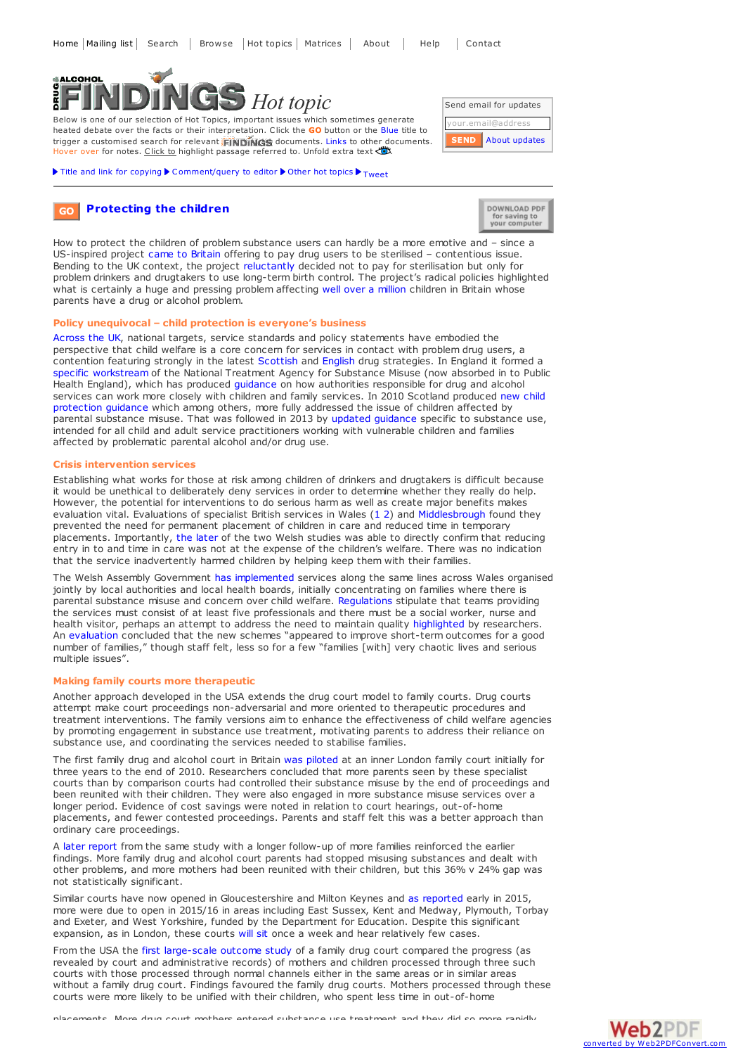Home | Mailing list | Search | Browse | Hot topics | Matrices | About | Help | Contact

# DRUG ALCOHOL FINDINGS Hot topic

Below is one of our selection of Hot Topics, important issues which sometimes generate heated debate over the facts or their interpretation. Click the **GO** button or the Blue title to trigger a customised search for relevant FINDINGS documents. Links to other documents. Hover over for notes. Click to highlight passage referred to. Unfold extra text.

Send email for updates
your.email@address
SEND About updates

▶ Title and link for copying ▶ Comment/query to editor ▶ Other hot topics ▶ Tweet

## GO Protecting the children

DOWNLOAD PDF for saving to your computer

How to protect the children of problem substance users can hardly be a more emotive and – since a US-inspired project came to Britain offering to pay drug users to be sterilised – contentious issue. Bending to the UK context, the project reluctantly decided not to pay for sterilisation but only for problem drinkers and drugtakers to use long-term birth control. The project's radical policies highlighted what is certainly a huge and pressing problem affecting well over a million children in Britain whose parents have a drug or alcohol problem.

### Policy unequivocal – child protection is everyone's business

Across the UK, national targets, service standards and policy statements have embodied the perspective that child welfare is a core concern for services in contact with problem drug users, a contention featuring strongly in the latest Scottish and English drug strategies. In England it formed a specific workstream of the National Treatment Agency for Substance Misuse (now absorbed in to Public Health England), which has produced guidance on how authorities responsible for drug and alcohol services can work more closely with children and family services. In 2010 Scotland produced new child protection guidance which among others, more fully addressed the issue of children affected by parental substance misuse. That was followed in 2013 by updated guidance specific to substance use, intended for all child and adult service practitioners working with vulnerable children and families affected by problematic parental alcohol and/or drug use.

### Crisis intervention services

Establishing what works for those at risk among children of drinkers and drugtakers is difficult because it would be unethical to deliberately deny services in order to determine whether they really do help. However, the potential for interventions to do serious harm as well as create major benefits makes evaluation vital. Evaluations of specialist British services in Wales (1 2) and Middlesbrough found they prevented the need for permanent placement of children in care and reduced time in temporary placements. Importantly, the later of the two Welsh studies was able to directly confirm that reducing entry in to and time in care was not at the expense of the children's welfare. There was no indication that the service inadvertently harmed children by helping keep them with their families.

The Welsh Assembly Government has implemented services along the same lines across Wales organised jointly by local authorities and local health boards, initially concentrating on families where there is parental substance misuse and concern over child welfare. Regulations stipulate that teams providing the services must consist of at least five professionals and there must be a social worker, nurse and health visitor, perhaps an attempt to address the need to maintain quality highlighted by researchers. An evaluation concluded that the new schemes "appeared to improve short-term outcomes for a good number of families," though staff felt, less so for a few "families [with] very chaotic lives and serious multiple issues".

### Making family courts more therapeutic

Another approach developed in the USA extends the drug court model to family courts. Drug courts attempt make court proceedings non-adversarial and more oriented to therapeutic procedures and treatment interventions. The family versions aim to enhance the effectiveness of child welfare agencies by promoting engagement in substance use treatment, motivating parents to address their reliance on substance use, and coordinating the services needed to stabilise families.

The first family drug and alcohol court in Britain was piloted at an inner London family court initially for three years to the end of 2010. Researchers concluded that more parents seen by these specialist courts than by comparison courts had controlled their substance misuse by the end of proceedings and been reunited with their children. They were also engaged in more substance misuse services over a longer period. Evidence of cost savings were noted in relation to court hearings, out-of-home placements, and fewer contested proceedings. Parents and staff felt this was a better approach than ordinary care proceedings.

A later report from the same study with a longer follow-up of more families reinforced the earlier findings. More family drug and alcohol court parents had stopped misusing substances and dealt with other problems, and more mothers had been reunited with their children, but this 36% v 24% gap was not statistically significant.

Similar courts have now opened in Gloucestershire and Milton Keynes and as reported early in 2015, more were due to open in 2015/16 in areas including East Sussex, Kent and Medway, Plymouth, Torbay and Exeter, and West Yorkshire, funded by the Department for Education. Despite this significant expansion, as in London, these courts will sit once a week and hear relatively few cases.

From the USA the first large-scale outcome study of a family drug court compared the progress (as revealed by court and administrative records) of mothers and children processed through three such courts with those processed through normal channels either in the same areas or in similar areas without a family drug court. Findings favoured the family drug courts. Mothers processed through these courts were more likely to be unified with their children, who spent less time in out-of-home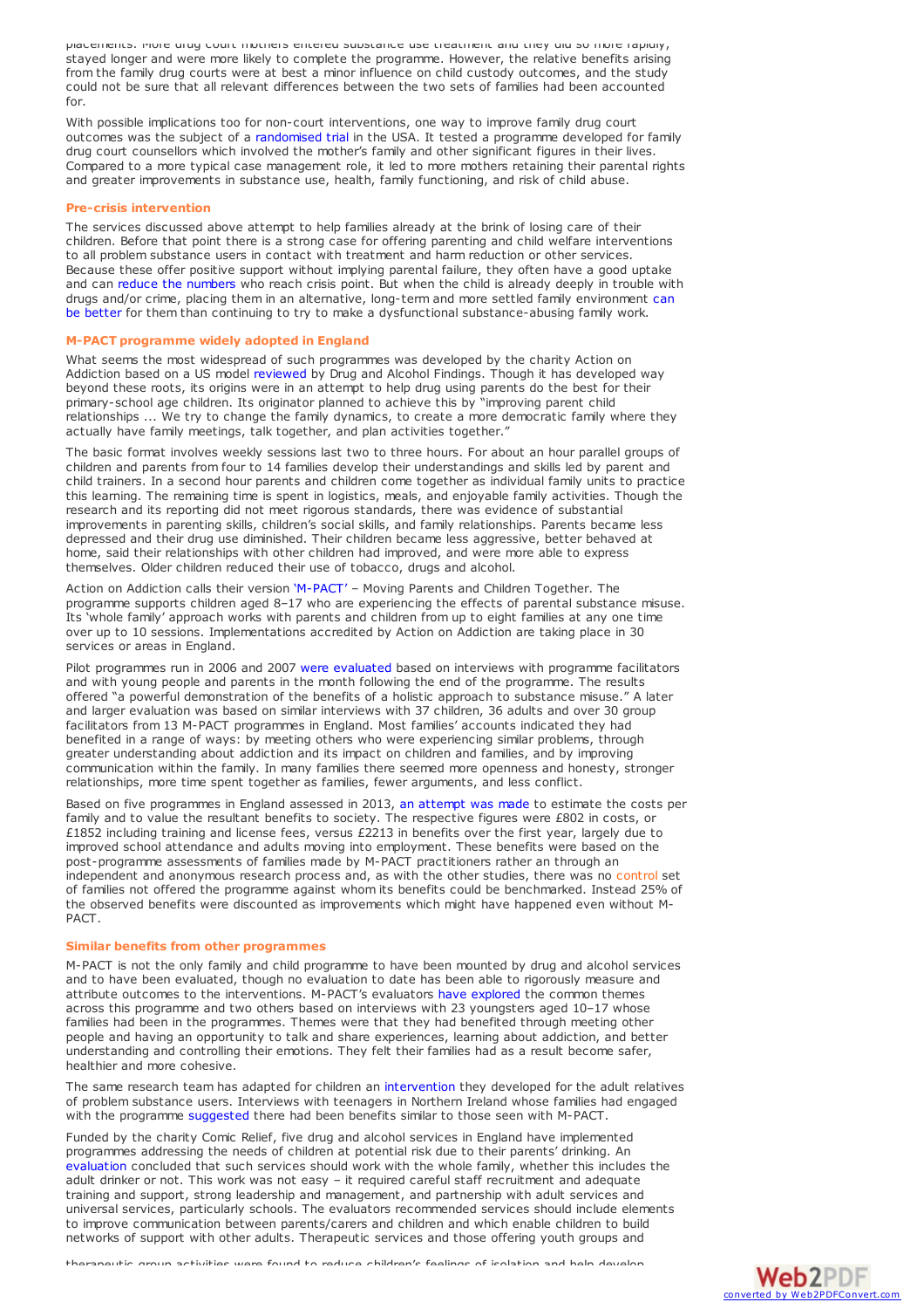placements. More drug court mothers entered substance use treatment and they did so more rapidly, stayed longer and were more likely to complete the programme. However, the relative benefits arising from the family drug courts were at best a minor influence on child custody outcomes, and the study could not be sure that all relevant differences between the two sets of families had been accounted for.

With possible implications too for non-court interventions, one way to improve family drug court outcomes was the subject of a randomised trial in the USA. It tested a programme developed for family drug court counsellors which involved the mother's family and other significant figures in their lives. Compared to a more typical case management role, it led to more mothers retaining their parental rights and greater improvements in substance use, health, family functioning, and risk of child abuse.

### Pre-crisis intervention

The services discussed above attempt to help families already at the brink of losing care of their children. Before that point there is a strong case for offering parenting and child welfare interventions to all problem substance users in contact with treatment and harm reduction or other services. Because these offer positive support without implying parental failure, they often have a good uptake and can reduce the numbers who reach crisis point. But when the child is already deeply in trouble with drugs and/or crime, placing them in an alternative, long-term and more settled family environment can be better for them than continuing to try to make a dysfunctional substance-abusing family work.

### M-PACT programme widely adopted in England

What seems the most widespread of such programmes was developed by the charity Action on Addiction based on a US model reviewed by Drug and Alcohol Findings. Though it has developed way beyond these roots, its origins were in an attempt to help drug using parents do the best for their primary-school age children. Its originator planned to achieve this by "improving parent child relationships ... We try to change the family dynamics, to create a more democratic family where they actually have family meetings, talk together, and plan activities together."

The basic format involves weekly sessions last two to three hours. For about an hour parallel groups of children and parents from four to 14 families develop their understandings and skills led by parent and child trainers. In a second hour parents and children come together as individual family units to practice this learning. The remaining time is spent in logistics, meals, and enjoyable family activities. Though the research and its reporting did not meet rigorous standards, there was evidence of substantial improvements in parenting skills, children's social skills, and family relationships. Parents became less depressed and their drug use diminished. Their children became less aggressive, better behaved at home, said their relationships with other children had improved, and were more able to express themselves. Older children reduced their use of tobacco, drugs and alcohol.

Action on Addiction calls their version 'M-PACT' – Moving Parents and Children Together. The programme supports children aged 8–17 who are experiencing the effects of parental substance misuse. Its 'whole family' approach works with parents and children from up to eight families at any one time over up to 10 sessions. Implementations accredited by Action on Addiction are taking place in 30 services or areas in England.

Pilot programmes run in 2006 and 2007 were evaluated based on interviews with programme facilitators and with young people and parents in the month following the end of the programme. The results offered "a powerful demonstration of the benefits of a holistic approach to substance misuse." A later and larger evaluation was based on similar interviews with 37 children, 36 adults and over 30 group facilitators from 13 M-PACT programmes in England. Most families' accounts indicated they had benefited in a range of ways: by meeting others who were experiencing similar problems, through greater understanding about addiction and its impact on children and families, and by improving communication within the family. In many families there seemed more openness and honesty, stronger relationships, more time spent together as families, fewer arguments, and less conflict.

Based on five programmes in England assessed in 2013, an attempt was made to estimate the costs per family and to value the resultant benefits to society. The respective figures were £802 in costs, or £1852 including training and license fees, versus £2213 in benefits over the first year, largely due to improved school attendance and adults moving into employment. These benefits were based on the post-programme assessments of families made by M-PACT practitioners rather an through an independent and anonymous research process and, as with the other studies, there was no control set of families not offered the programme against whom its benefits could be benchmarked. Instead 25% of the observed benefits were discounted as improvements which might have happened even without M-PACT.

### Similar benefits from other programmes

M-PACT is not the only family and child programme to have been mounted by drug and alcohol services and to have been evaluated, though no evaluation to date has been able to rigorously measure and attribute outcomes to the interventions. M-PACT's evaluators have explored the common themes across this programme and two others based on interviews with 23 youngsters aged 10–17 whose families had been in the programmes. Themes were that they had benefited through meeting other people and having an opportunity to talk and share experiences, learning about addiction, and better understanding and controlling their emotions. They felt their families had as a result become safer, healthier and more cohesive.

The same research team has adapted for children an intervention they developed for the adult relatives of problem substance users. Interviews with teenagers in Northern Ireland whose families had engaged with the programme suggested there had been benefits similar to those seen with M-PACT.

Funded by the charity Comic Relief, five drug and alcohol services in England have implemented programmes addressing the needs of children at potential risk due to their parents' drinking. An evaluation concluded that such services should work with the whole family, whether this includes the adult drinker or not. This work was not easy – it required careful staff recruitment and adequate training and support, strong leadership and management, and partnership with adult services and universal services, particularly schools. The evaluators recommended services should include elements to improve communication between parents/carers and children and which enable children to build networks of support with other adults. Therapeutic services and those offering youth groups and therapeutic group activities were found to reduce children's feelings of isolation and help develop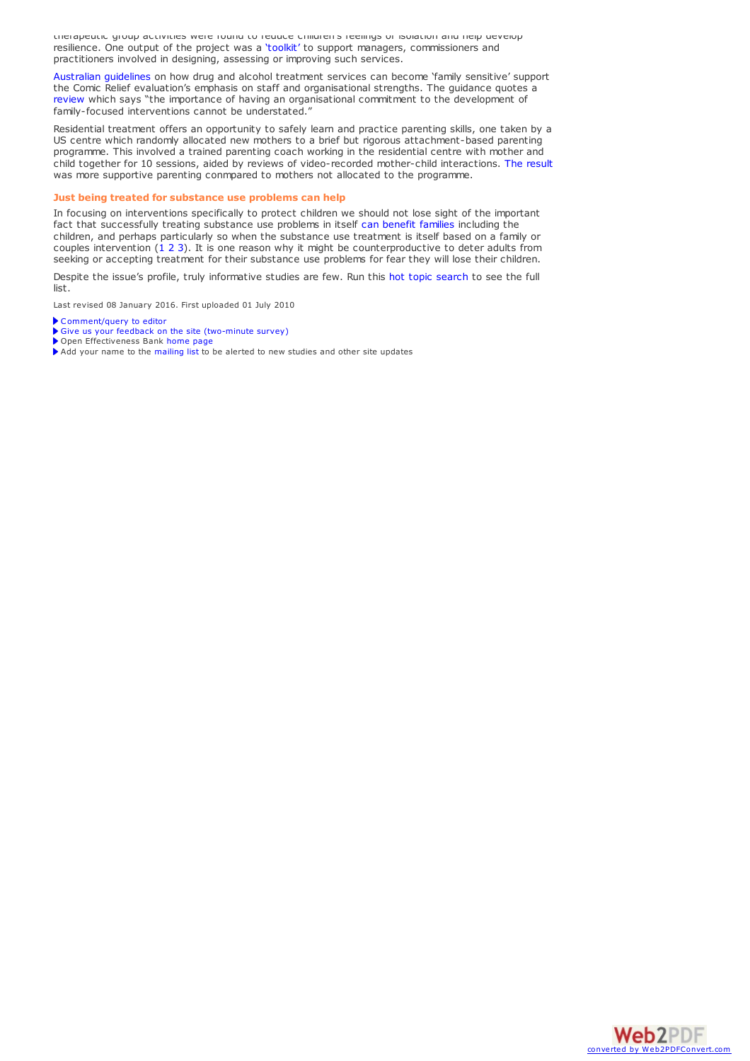therapeutic group activities were found to reduce children's feelings of isolation and help develop resilience. One output of the project was a 'toolkit' to support managers, commissioners and practitioners involved in designing, assessing or improving such services.

Australian guidelines on how drug and alcohol treatment services can become 'family sensitive' support the Comic Relief evaluation's emphasis on staff and organisational strengths. The guidance quotes a review which says "the importance of having an organisational commitment to the development of family-focused interventions cannot be understated."

Residential treatment offers an opportunity to safely learn and practice parenting skills, one taken by a US centre which randomly allocated new mothers to a brief but rigorous attachment-based parenting programme. This involved a trained parenting coach working in the residential centre with mother and child together for 10 sessions, aided by reviews of video-recorded mother-child interactions. The result was more supportive parenting conmpared to mothers not allocated to the programme.

### Just being treated for substance use problems can help

In focusing on interventions specifically to protect children we should not lose sight of the important fact that successfully treating substance use problems in itself can benefit families including the children, and perhaps particularly so when the substance use treatment is itself based on a family or couples intervention (1 2 3). It is one reason why it might be counterproductive to deter adults from seeking or accepting treatment for their substance use problems for fear they will lose their children.

Despite the issue's profile, truly informative studies are few. Run this hot topic search to see the full list.

Last revised 08 January 2016. First uploaded 01 July 2010

- Comment/query to editor
- Give us your feedback on the site (two-minute survey)
- Open Effectiveness Bank home page
- Add your name to the mailing list to be alerted to new studies and other site updates